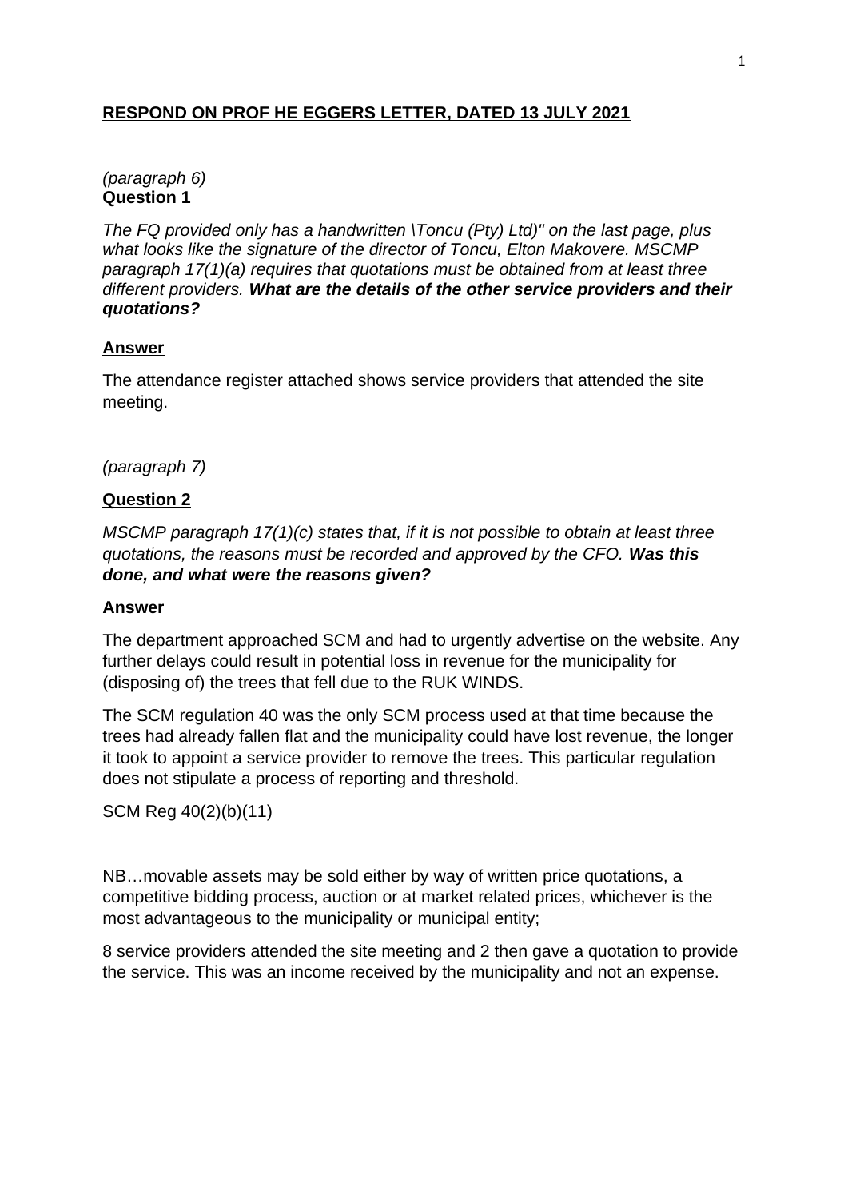**RESPOND ON PROF HE EGGERS LETTER, DATED 13 JULY 2021**

*(paragraph 6)*

**Question 1**

*The FQ provided only has a handwritten \Toncu (Pty) Ltd)" on the last page, plus what looks like the signature of the director of Toncu, Elton Makovere. MSCMP paragraph 17(1)(a) requires that quotations must be obtained from at least three different providers.* ***What are the details of the other service providers and their quotations?***

**Answer**

The attendance register attached shows service providers that attended the site meeting.

*(paragraph 7)*

**Question 2**

*MSCMP paragraph 17(1)(c) states that, if it is not possible to obtain at least three quotations, the reasons must be recorded and approved by the CFO.* ***Was this done, and what were the reasons given?***

**Answer**

The department approached SCM and had to urgently advertise on the website. Any further delays could result in potential loss in revenue for the municipality for (disposing of) the trees that fell due to the RUK WINDS.

The SCM regulation 40 was the only SCM process used at that time because the trees had already fallen flat and the municipality could have lost revenue, the longer it took to appoint a service provider to remove the trees. This particular regulation does not stipulate a process of reporting and threshold.

SCM Reg 40(2)(b)(11)

NB…movable assets may be sold either by way of written price quotations, a competitive bidding process, auction or at market related prices, whichever is the most advantageous to the municipality or municipal entity;

8 service providers attended the site meeting and 2 then gave a quotation to provide the service. This was an income received by the municipality and not an expense.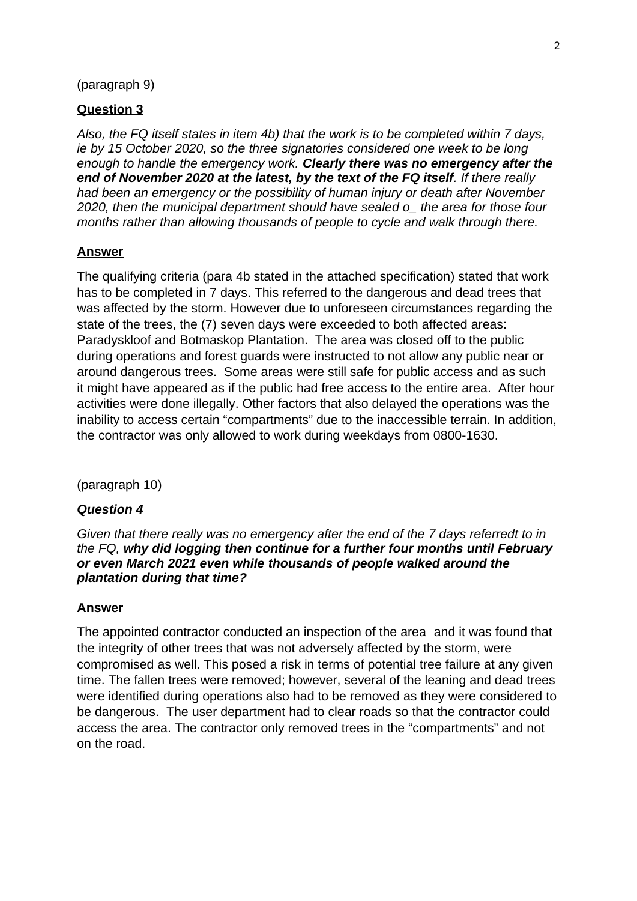(paragraph 9)

**Question 3**

*Also, the FQ itself states in item 4b) that the work is to be completed within 7 days, ie by 15 October 2020, so the three signatories considered one week to be long enough to handle the emergency work.* ***Clearly there was no emergency after the end of November 2020 at the latest, by the text of the FQ itself****. If there really had been an emergency or the possibility of human injury or death after November 2020, then the municipal department should have sealed o_ the area for those four months rather than allowing thousands of people to cycle and walk through there.*

**Answer**

The qualifying criteria (para 4b stated in the attached specification) stated that work has to be completed in 7 days. This referred to the dangerous and dead trees that was affected by the storm. However due to unforeseen circumstances regarding the state of the trees, the (7) seven days were exceeded to both affected areas: Paradyskloof and Botmaskop Plantation. The area was closed off to the public during operations and forest guards were instructed to not allow any public near or around dangerous trees. Some areas were still safe for public access and as such it might have appeared as if the public had free access to the entire area. After hour activities were done illegally. Other factors that also delayed the operations was the inability to access certain "compartments" due to the inaccessible terrain. In addition, the contractor was only allowed to work during weekdays from 0800-1630.

(paragraph 10)

***Question 4***

*Given that there really was no emergency after the end of the 7 days referredt to in the FQ,* ***why did logging then continue for a further four months until February or even March 2021 even while thousands of people walked around the plantation during that time?***

**Answer**

The appointed contractor conducted an inspection of the area and it was found that the integrity of other trees that was not adversely affected by the storm, were compromised as well. This posed a risk in terms of potential tree failure at any given time. The fallen trees were removed; however, several of the leaning and dead trees were identified during operations also had to be removed as they were considered to be dangerous. The user department had to clear roads so that the contractor could access the area. The contractor only removed trees in the "compartments" and not on the road.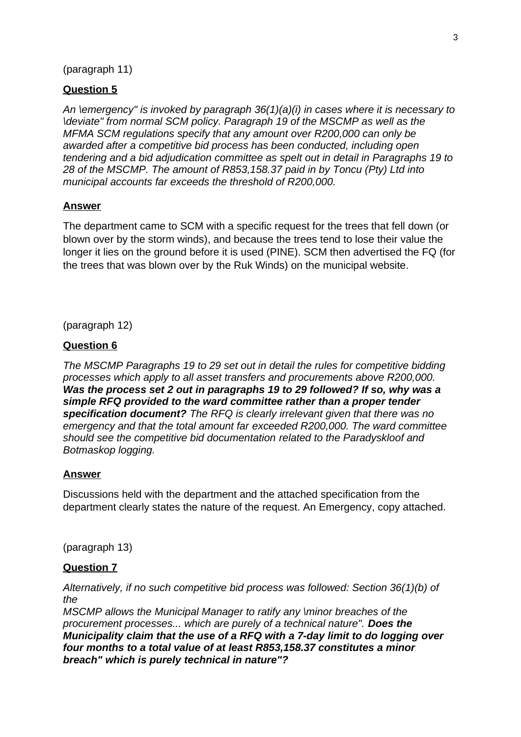(paragraph 11)

**Question 5**

*An \emergency" is invoked by paragraph 36(1)(a)(i) in cases where it is necessary to \deviate" from normal SCM policy. Paragraph 19 of the MSCMP as well as the MFMA SCM regulations specify that any amount over R200,000 can only be awarded after a competitive bid process has been conducted, including open tendering and a bid adjudication committee as spelt out in detail in Paragraphs 19 to 28 of the MSCMP. The amount of R853,158.37 paid in by Toncu (Pty) Ltd into municipal accounts far exceeds the threshold of R200,000.*

**Answer**

The department came to SCM with a specific request for the trees that fell down (or blown over by the storm winds), and because the trees tend to lose their value the longer it lies on the ground before it is used (PINE). SCM then advertised the FQ (for the trees that was blown over by the Ruk Winds) on the municipal website.

(paragraph 12)

**Question 6**

*The MSCMP Paragraphs 19 to 29 set out in detail the rules for competitive bidding processes which apply to all asset transfers and procurements above R200,000.* ***Was the process set 2 out in paragraphs 19 to 29 followed? If so, why was a simple RFQ provided to the ward committee rather than a proper tender specification document?*** *The RFQ is clearly irrelevant given that there was no emergency and that the total amount far exceeded R200,000. The ward committee should see the competitive bid documentation related to the Paradyskloof and Botmaskop logging.*

**Answer**

Discussions held with the department and the attached specification from the department clearly states the nature of the request. An Emergency, copy attached.

(paragraph 13)

**Question 7**

*Alternatively, if no such competitive bid process was followed: Section 36(1)(b) of the*
*MSCMP allows the Municipal Manager to ratify any \minor breaches of the procurement processes... which are purely of a technical nature".* ***Does the Municipality claim that the use of a RFQ with a 7-day limit to do logging over four months to a total value of at least R853,158.37 constitutes a minor breach" which is purely technical in nature"?***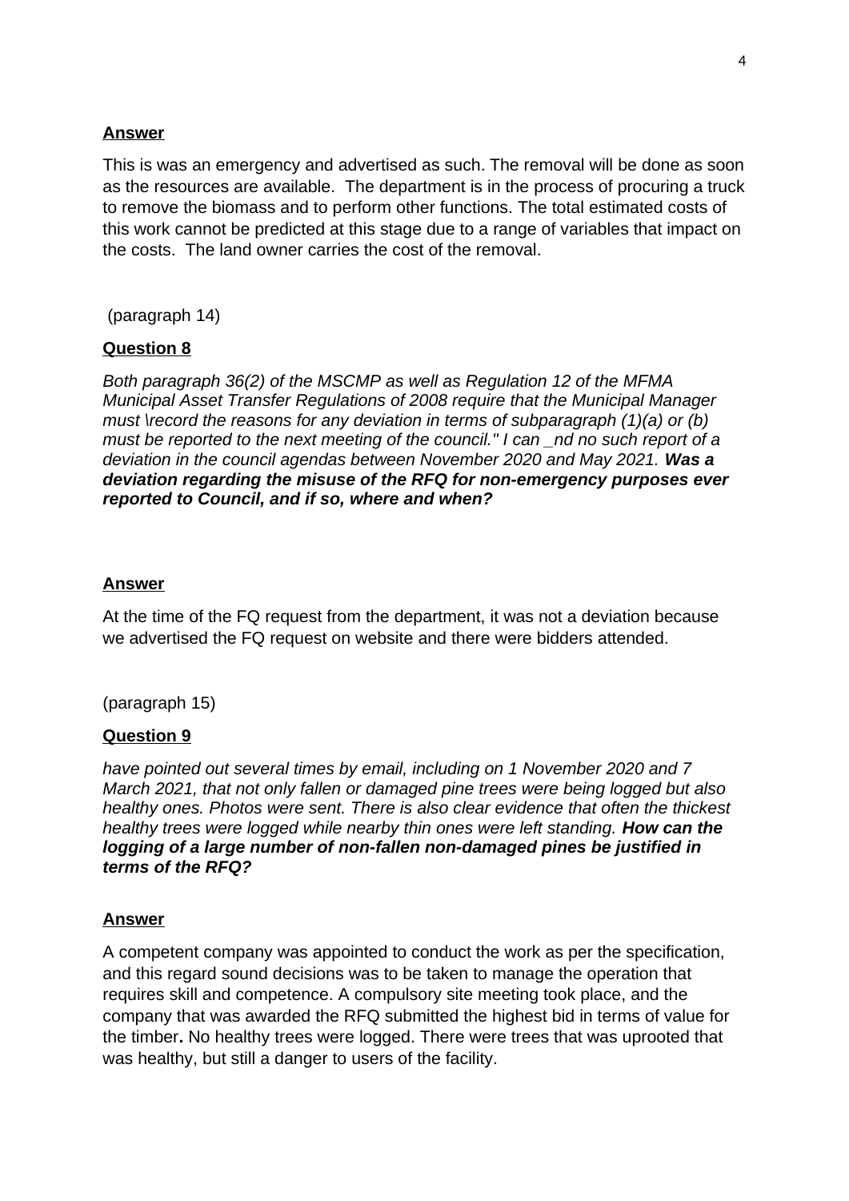**Answer**

This is was an emergency and advertised as such. The removal will be done as soon as the resources are available. The department is in the process of procuring a truck to remove the biomass and to perform other functions. The total estimated costs of this work cannot be predicted at this stage due to a range of variables that impact on the costs. The land owner carries the cost of the removal.

(paragraph 14)

**Question 8**

*Both paragraph 36(2) of the MSCMP as well as Regulation 12 of the MFMA Municipal Asset Transfer Regulations of 2008 require that the Municipal Manager must \record the reasons for any deviation in terms of subparagraph (1)(a) or (b) must be reported to the next meeting of the council." I can _nd no such report of a deviation in the council agendas between November 2020 and May 2021.* ***Was a deviation regarding the misuse of the RFQ for non-emergency purposes ever reported to Council, and if so, where and when?***

**Answer**

At the time of the FQ request from the department, it was not a deviation because we advertised the FQ request on website and there were bidders attended.

(paragraph 15)

**Question 9**

*have pointed out several times by email, including on 1 November 2020 and 7 March 2021, that not only fallen or damaged pine trees were being logged but also healthy ones. Photos were sent. There is also clear evidence that often the thickest healthy trees were logged while nearby thin ones were left standing.* ***How can the logging of a large number of non-fallen non-damaged pines be justified in terms of the RFQ?***

**Answer**

A competent company was appointed to conduct the work as per the specification, and this regard sound decisions was to be taken to manage the operation that requires skill and competence. A compulsory site meeting took place, and the company that was awarded the RFQ submitted the highest bid in terms of value for the timber**.** No healthy trees were logged. There were trees that was uprooted that was healthy, but still a danger to users of the facility.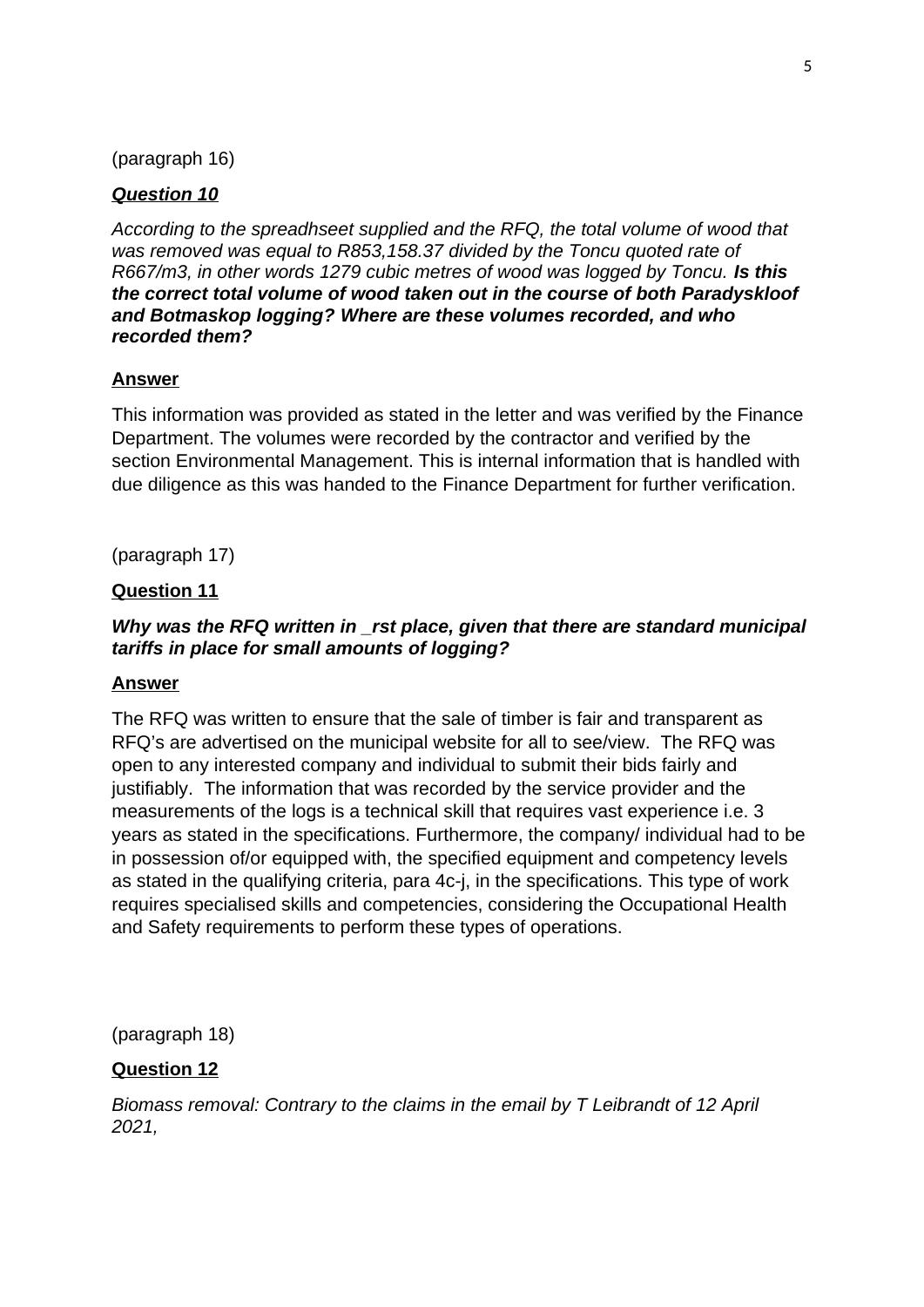(paragraph 16)

***Question 10***

*According to the spreadhseet supplied and the RFQ, the total volume of wood that was removed was equal to R853,158.37 divided by the Toncu quoted rate of R667/m3, in other words 1279 cubic metres of wood was logged by Toncu.* ***Is this the correct total volume of wood taken out in the course of both Paradyskloof and Botmaskop logging? Where are these volumes recorded, and who recorded them?***

**Answer**

This information was provided as stated in the letter and was verified by the Finance Department. The volumes were recorded by the contractor and verified by the section Environmental Management. This is internal information that is handled with due diligence as this was handed to the Finance Department for further verification.

(paragraph 17)

**Question 11**

***Why was the RFQ written in _rst place, given that there are standard municipal tariffs in place for small amounts of logging?***

**Answer**

The RFQ was written to ensure that the sale of timber is fair and transparent as RFQ's are advertised on the municipal website for all to see/view. The RFQ was open to any interested company and individual to submit their bids fairly and justifiably. The information that was recorded by the service provider and the measurements of the logs is a technical skill that requires vast experience i.e. 3 years as stated in the specifications. Furthermore, the company/ individual had to be in possession of/or equipped with, the specified equipment and competency levels as stated in the qualifying criteria, para 4c-j, in the specifications. This type of work requires specialised skills and competencies, considering the Occupational Health and Safety requirements to perform these types of operations.

(paragraph 18)

**Question 12**

*Biomass removal: Contrary to the claims in the email by T Leibrandt of 12 April 2021,*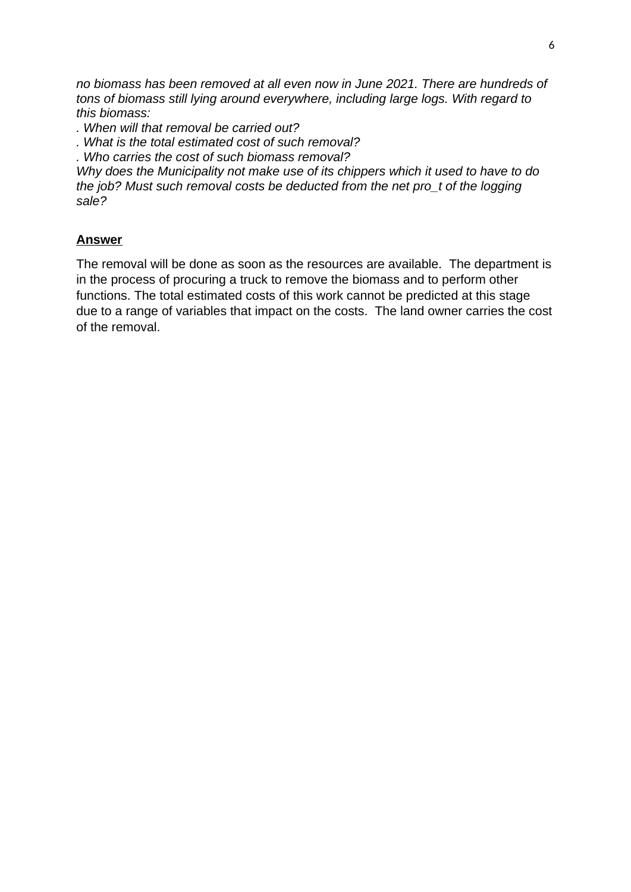*no biomass has been removed at all even now in June 2021. There are hundreds of tons of biomass still lying around everywhere, including large logs. With regard to this biomass:*

*. When will that removal be carried out?*

*. What is the total estimated cost of such removal?*

*. Who carries the cost of such biomass removal?*

*Why does the Municipality not make use of its chippers which it used to have to do the job? Must such removal costs be deducted from the net pro_t of the logging sale?*

**Answer**

The removal will be done as soon as the resources are available. The department is in the process of procuring a truck to remove the biomass and to perform other functions. The total estimated costs of this work cannot be predicted at this stage due to a range of variables that impact on the costs. The land owner carries the cost of the removal.